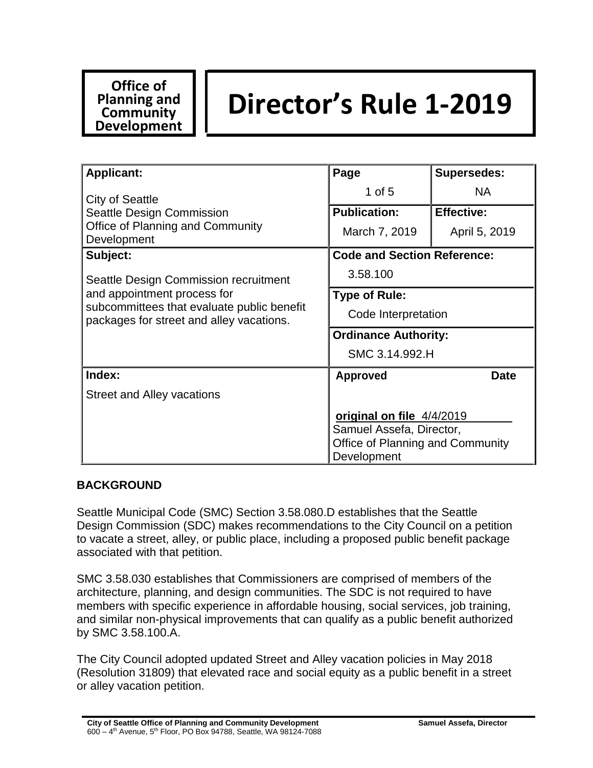**Office of Planning and Community Development**

# Director's Rule 1-2019

| **Applicant:** | **Page** | **Supersedes:** |
|---|---|---|
| City of Seattle<br>Seattle Design Commission<br>Office of Planning and Community Development | 1 of 5 | NA |
| | **Publication:** | **Effective:** |
| | March 7, 2019 | April 5, 2019 |
| **Subject:** | **Code and Section Reference:** | |
| Seattle Design Commission recruitment and appointment process for subcommittees that evaluate public benefit packages for street and alley vacations. | 3.58.100 | |
| | **Type of Rule:** | |
| | Code Interpretation | |
| | **Ordinance Authority:** | |
| | SMC 3.14.992.H | |
| **Index:** | **Approved** | **Date** |
| Street and Alley vacations | **original on file** 4/4/2019<br>Samuel Assefa, Director,<br>Office of Planning and Community Development | |

## BACKGROUND

Seattle Municipal Code (SMC) Section 3.58.080.D establishes that the Seattle Design Commission (SDC) makes recommendations to the City Council on a petition to vacate a street, alley, or public place, including a proposed public benefit package associated with that petition.

SMC 3.58.030 establishes that Commissioners are comprised of members of the architecture, planning, and design communities. The SDC is not required to have members with specific experience in affordable housing, social services, job training, and similar non-physical improvements that can qualify as a public benefit authorized by SMC 3.58.100.A.

The City Council adopted updated Street and Alley vacation policies in May 2018 (Resolution 31809) that elevated race and social equity as a public benefit in a street or alley vacation petition.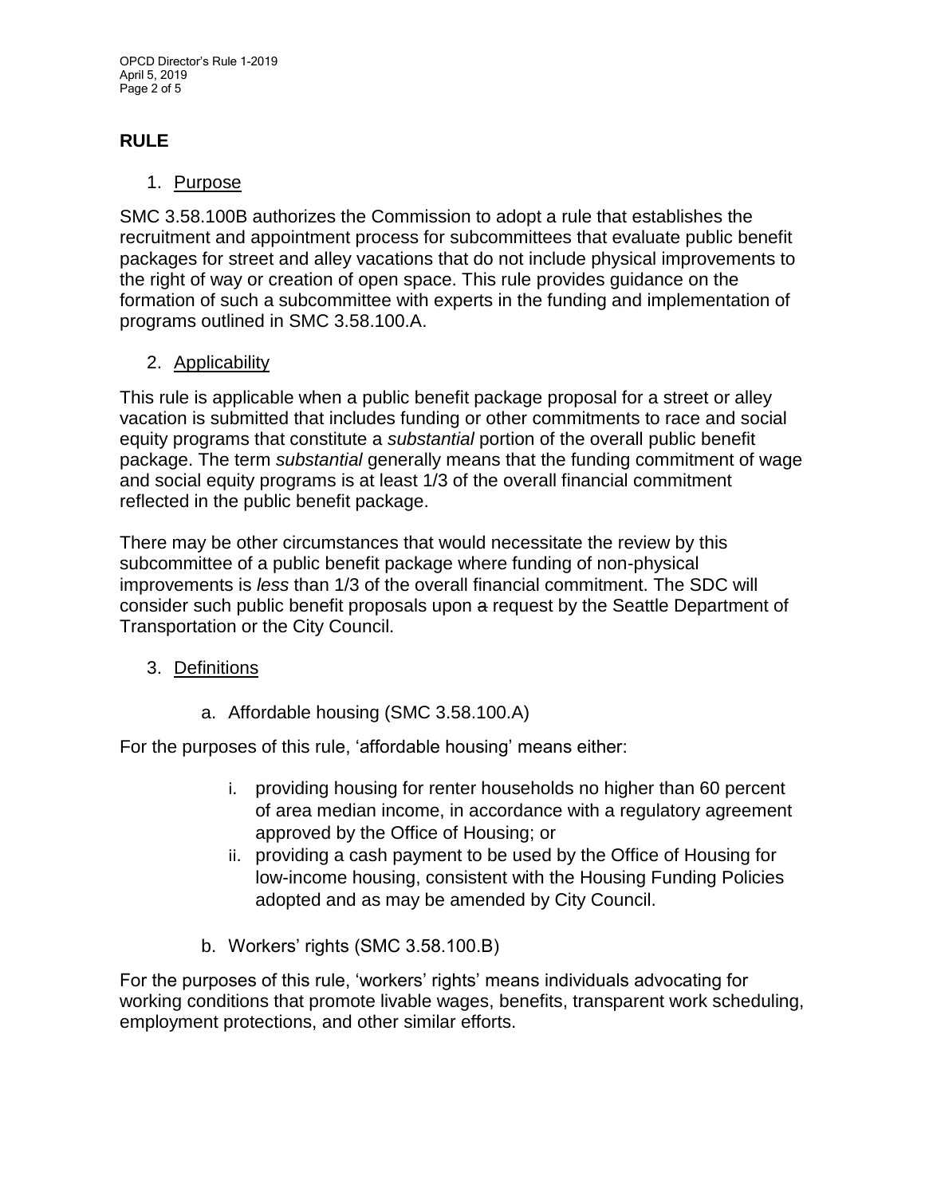## RULE

1. Purpose

SMC 3.58.100B authorizes the Commission to adopt a rule that establishes the recruitment and appointment process for subcommittees that evaluate public benefit packages for street and alley vacations that do not include physical improvements to the right of way or creation of open space. This rule provides guidance on the formation of such a subcommittee with experts in the funding and implementation of programs outlined in SMC 3.58.100.A.

2. Applicability

This rule is applicable when a public benefit package proposal for a street or alley vacation is submitted that includes funding or other commitments to race and social equity programs that constitute a *substantial* portion of the overall public benefit package. The term *substantial* generally means that the funding commitment of wage and social equity programs is at least 1/3 of the overall financial commitment reflected in the public benefit package.

There may be other circumstances that would necessitate the review by this subcommittee of a public benefit package where funding of non-physical improvements is *less* than 1/3 of the overall financial commitment. The SDC will consider such public benefit proposals upon ~~a~~ request by the Seattle Department of Transportation or the City Council.

3. Definitions

   a. Affordable housing (SMC 3.58.100.A)

For the purposes of this rule, 'affordable housing' means either:

   i. providing housing for renter households no higher than 60 percent of area median income, in accordance with a regulatory agreement approved by the Office of Housing; or
   ii. providing a cash payment to be used by the Office of Housing for low-income housing, consistent with the Housing Funding Policies adopted and as may be amended by City Council.

   b. Workers' rights (SMC 3.58.100.B)

For the purposes of this rule, 'workers' rights' means individuals advocating for working conditions that promote livable wages, benefits, transparent work scheduling, employment protections, and other similar efforts.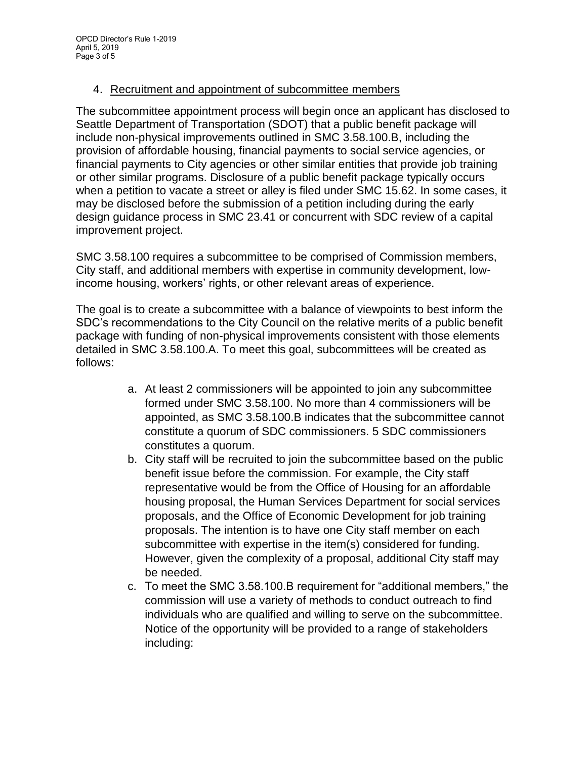4. Recruitment and appointment of subcommittee members

The subcommittee appointment process will begin once an applicant has disclosed to Seattle Department of Transportation (SDOT) that a public benefit package will include non-physical improvements outlined in SMC 3.58.100.B, including the provision of affordable housing, financial payments to social service agencies, or financial payments to City agencies or other similar entities that provide job training or other similar programs. Disclosure of a public benefit package typically occurs when a petition to vacate a street or alley is filed under SMC 15.62. In some cases, it may be disclosed before the submission of a petition including during the early design guidance process in SMC 23.41 or concurrent with SDC review of a capital improvement project.

SMC 3.58.100 requires a subcommittee to be comprised of Commission members, City staff, and additional members with expertise in community development, low-income housing, workers' rights, or other relevant areas of experience.

The goal is to create a subcommittee with a balance of viewpoints to best inform the SDC's recommendations to the City Council on the relative merits of a public benefit package with funding of non-physical improvements consistent with those elements detailed in SMC 3.58.100.A. To meet this goal, subcommittees will be created as follows:

a. At least 2 commissioners will be appointed to join any subcommittee formed under SMC 3.58.100. No more than 4 commissioners will be appointed, as SMC 3.58.100.B indicates that the subcommittee cannot constitute a quorum of SDC commissioners. 5 SDC commissioners constitutes a quorum.
b. City staff will be recruited to join the subcommittee based on the public benefit issue before the commission. For example, the City staff representative would be from the Office of Housing for an affordable housing proposal, the Human Services Department for social services proposals, and the Office of Economic Development for job training proposals. The intention is to have one City staff member on each subcommittee with expertise in the item(s) considered for funding. However, given the complexity of a proposal, additional City staff may be needed.
c. To meet the SMC 3.58.100.B requirement for "additional members," the commission will use a variety of methods to conduct outreach to find individuals who are qualified and willing to serve on the subcommittee. Notice of the opportunity will be provided to a range of stakeholders including: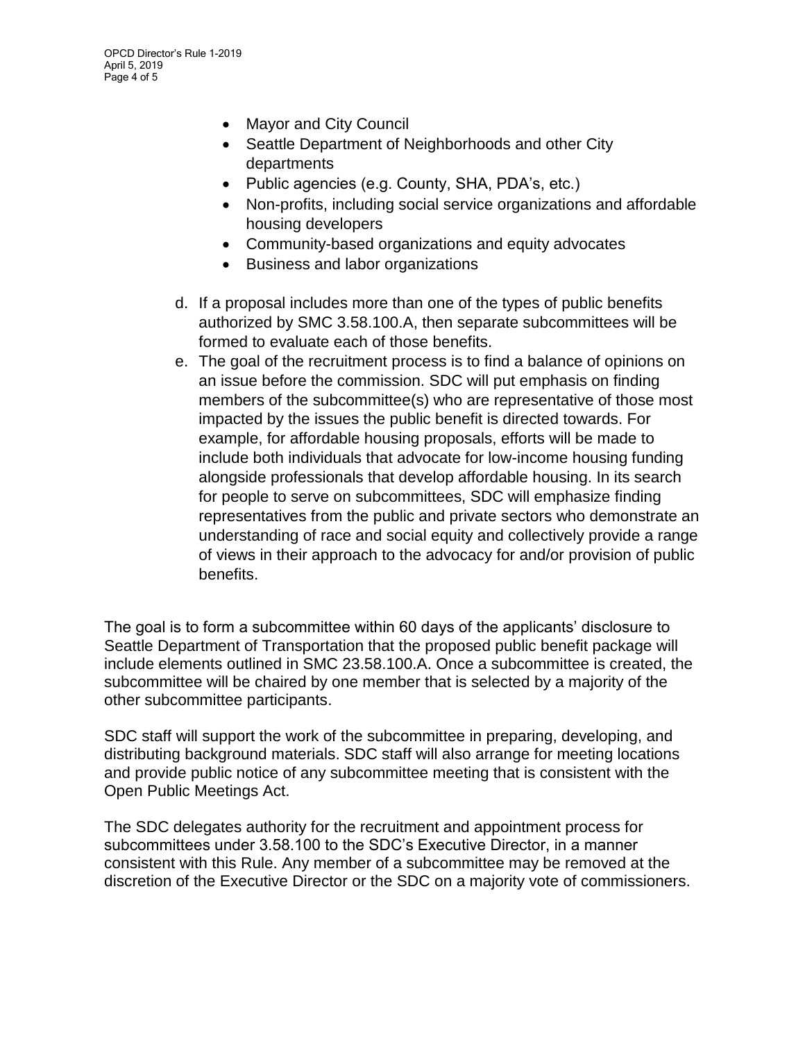- Mayor and City Council
- Seattle Department of Neighborhoods and other City departments
- Public agencies (e.g. County, SHA, PDA's, etc.)
- Non-profits, including social service organizations and affordable housing developers
- Community-based organizations and equity advocates
- Business and labor organizations

d. If a proposal includes more than one of the types of public benefits authorized by SMC 3.58.100.A, then separate subcommittees will be formed to evaluate each of those benefits.

e. The goal of the recruitment process is to find a balance of opinions on an issue before the commission. SDC will put emphasis on finding members of the subcommittee(s) who are representative of those most impacted by the issues the public benefit is directed towards. For example, for affordable housing proposals, efforts will be made to include both individuals that advocate for low-income housing funding alongside professionals that develop affordable housing. In its search for people to serve on subcommittees, SDC will emphasize finding representatives from the public and private sectors who demonstrate an understanding of race and social equity and collectively provide a range of views in their approach to the advocacy for and/or provision of public benefits.

The goal is to form a subcommittee within 60 days of the applicants' disclosure to Seattle Department of Transportation that the proposed public benefit package will include elements outlined in SMC 23.58.100.A. Once a subcommittee is created, the subcommittee will be chaired by one member that is selected by a majority of the other subcommittee participants.

SDC staff will support the work of the subcommittee in preparing, developing, and distributing background materials. SDC staff will also arrange for meeting locations and provide public notice of any subcommittee meeting that is consistent with the Open Public Meetings Act.

The SDC delegates authority for the recruitment and appointment process for subcommittees under 3.58.100 to the SDC's Executive Director, in a manner consistent with this Rule. Any member of a subcommittee may be removed at the discretion of the Executive Director or the SDC on a majority vote of commissioners.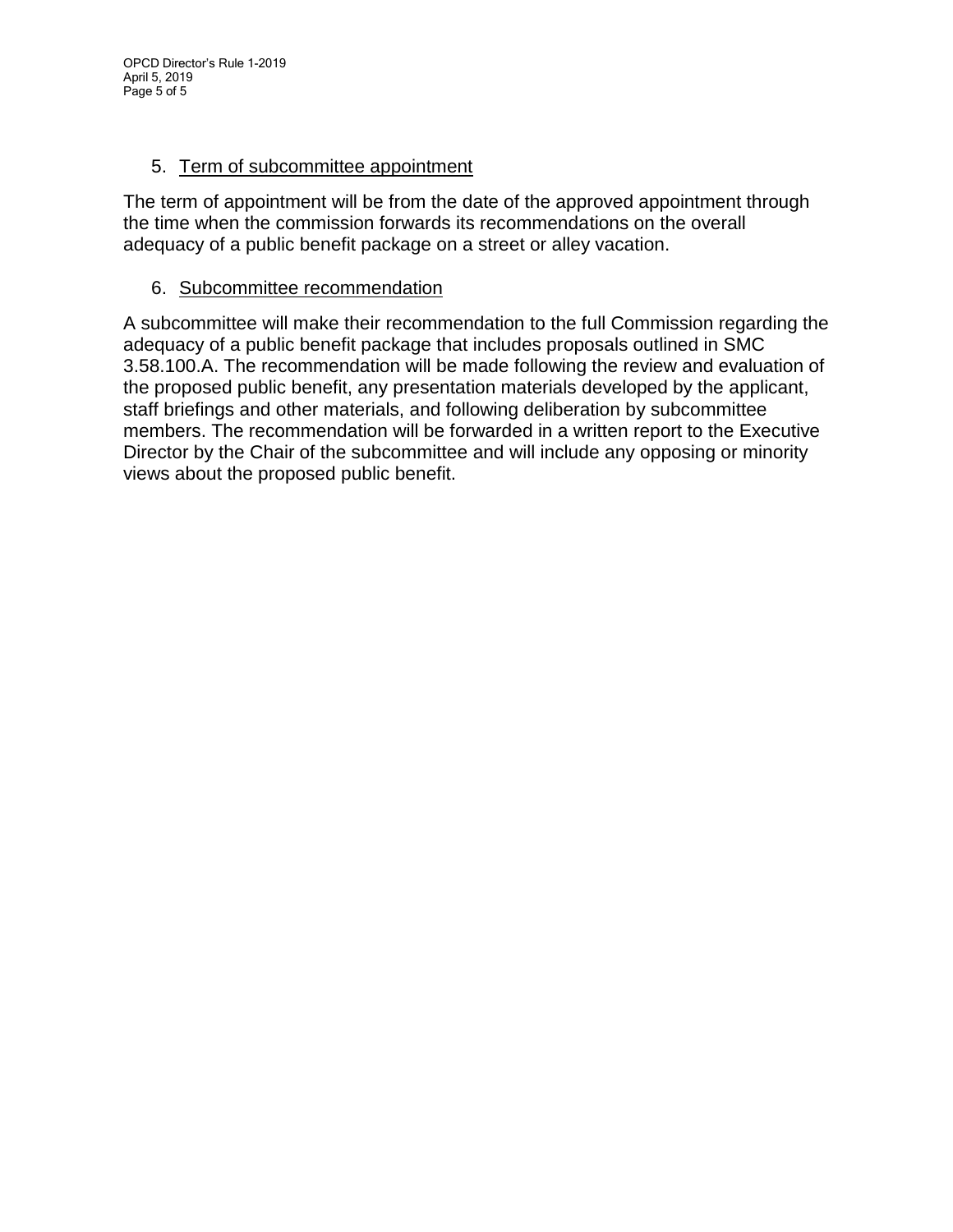5. Term of subcommittee appointment

The term of appointment will be from the date of the approved appointment through the time when the commission forwards its recommendations on the overall adequacy of a public benefit package on a street or alley vacation.

6. Subcommittee recommendation

A subcommittee will make their recommendation to the full Commission regarding the adequacy of a public benefit package that includes proposals outlined in SMC 3.58.100.A. The recommendation will be made following the review and evaluation of the proposed public benefit, any presentation materials developed by the applicant, staff briefings and other materials, and following deliberation by subcommittee members. The recommendation will be forwarded in a written report to the Executive Director by the Chair of the subcommittee and will include any opposing or minority views about the proposed public benefit.